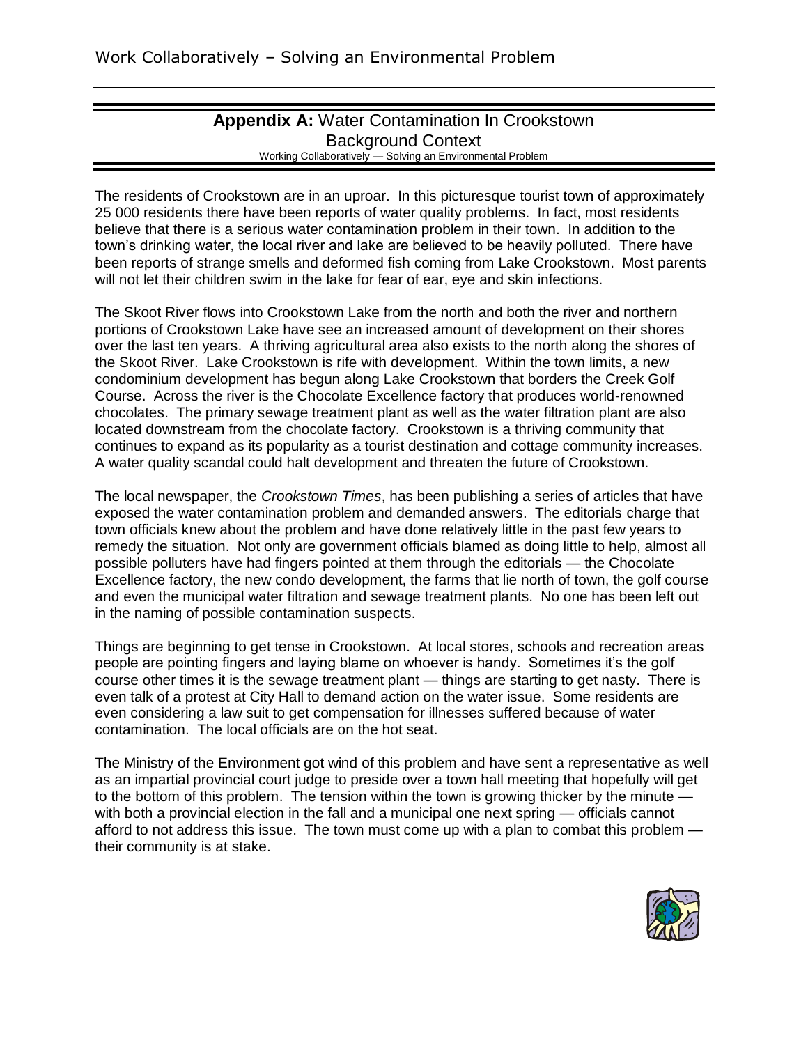# Appendix A: Water Contamination In Crookstown

## Background Context

Working Collaboratively — Solving an Environmental Problem

The residents of Crookstown are in an uproar. In this picturesque tourist town of approximately 25 000 residents there have been reports of water quality problems. In fact, most residents believe that there is a serious water contamination problem in their town. In addition to the town's drinking water, the local river and lake are believed to be heavily polluted. There have been reports of strange smells and deformed fish coming from Lake Crookstown. Most parents will not let their children swim in the lake for fear of ear, eye and skin infections.

The Skoot River flows into Crookstown Lake from the north and both the river and northern portions of Crookstown Lake have see an increased amount of development on their shores over the last ten years. A thriving agricultural area also exists to the north along the shores of the Skoot River. Lake Crookstown is rife with development. Within the town limits, a new condominium development has begun along Lake Crookstown that borders the Creek Golf Course. Across the river is the Chocolate Excellence factory that produces world-renowned chocolates. The primary sewage treatment plant as well as the water filtration plant are also located downstream from the chocolate factory. Crookstown is a thriving community that continues to expand as its popularity as a tourist destination and cottage community increases. A water quality scandal could halt development and threaten the future of Crookstown.

The local newspaper, the *Crookstown Times*, has been publishing a series of articles that have exposed the water contamination problem and demanded answers. The editorials charge that town officials knew about the problem and have done relatively little in the past few years to remedy the situation. Not only are government officials blamed as doing little to help, almost all possible polluters have had fingers pointed at them through the editorials — the Chocolate Excellence factory, the new condo development, the farms that lie north of town, the golf course and even the municipal water filtration and sewage treatment plants. No one has been left out in the naming of possible contamination suspects.

Things are beginning to get tense in Crookstown. At local stores, schools and recreation areas people are pointing fingers and laying blame on whoever is handy. Sometimes it's the golf course other times it is the sewage treatment plant — things are starting to get nasty. There is even talk of a protest at City Hall to demand action on the water issue. Some residents are even considering a law suit to get compensation for illnesses suffered because of water contamination. The local officials are on the hot seat.

The Ministry of the Environment got wind of this problem and have sent a representative as well as an impartial provincial court judge to preside over a town hall meeting that hopefully will get to the bottom of this problem. The tension within the town is growing thicker by the minute — with both a provincial election in the fall and a municipal one next spring — officials cannot afford to not address this issue. The town must come up with a plan to combat this problem — their community is at stake.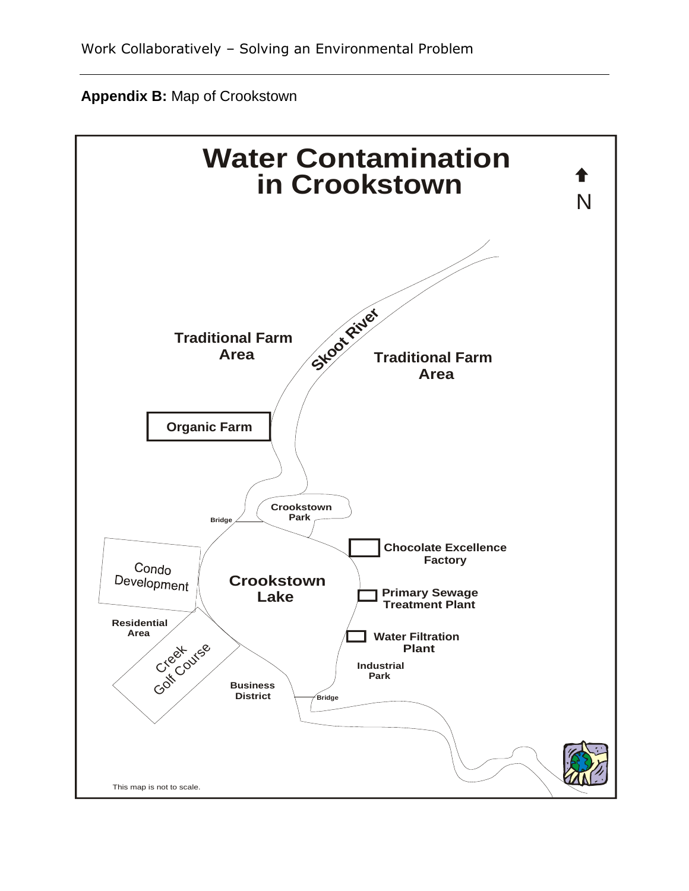**Appendix B:** Map of Crookstown

# Water Contamination in Crookstown

N

Traditional Farm Area

Skoot River

Traditional Farm Area

Organic Farm

Crookstown Park

Bridge

Chocolate Excellence Factory

Condo Development

Crookstown Lake

Primary Sewage Treatment Plant

Residential Area

Water Filtration Plant

Creek Golf Course

Industrial Park

Business District

Bridge

This map is not to scale.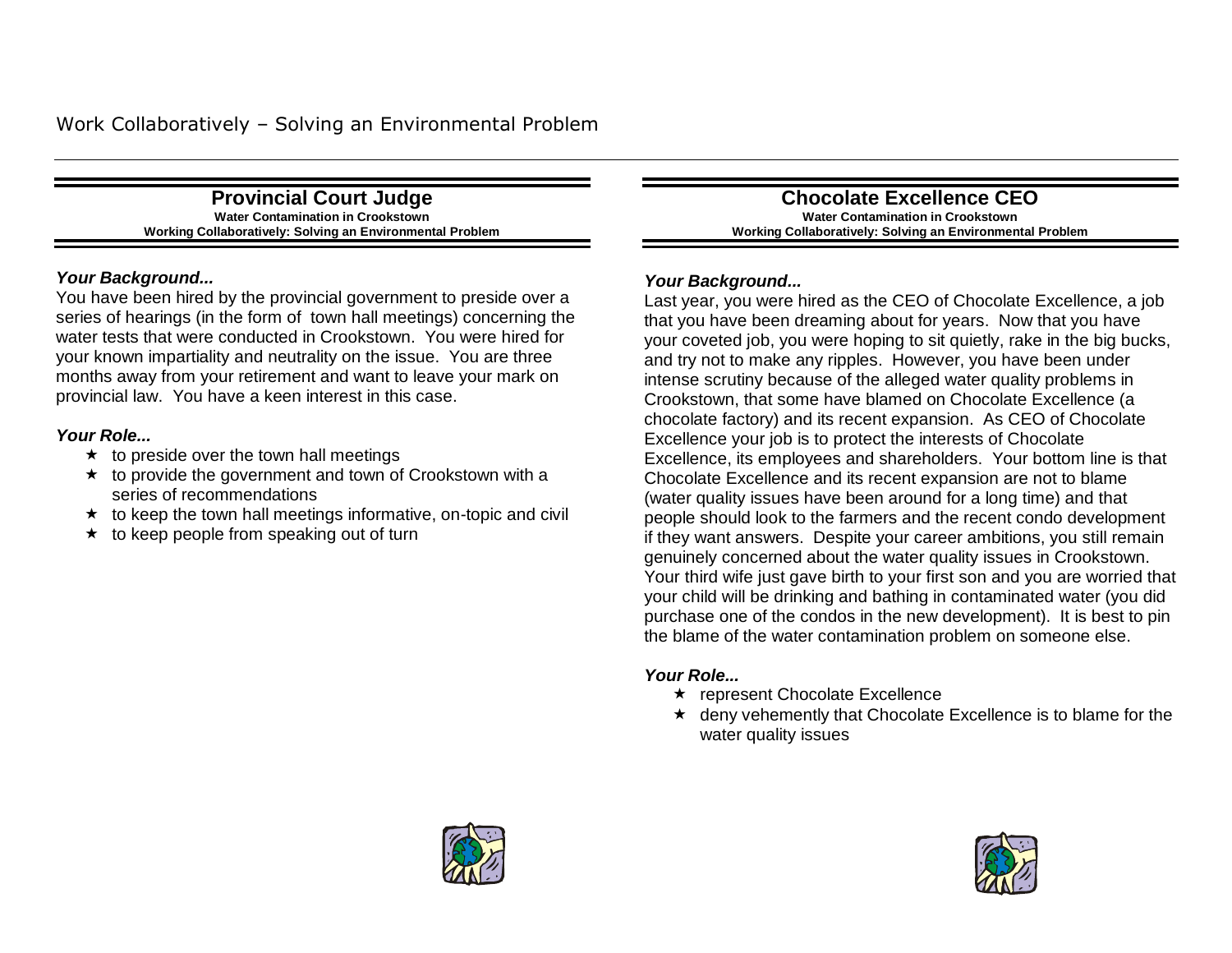## Provincial Court Judge

**Water Contamination in Crookstown**
**Working Collaboratively: Solving an Environmental Problem**

***Your Background...***

You have been hired by the provincial government to preside over a series of hearings (in the form of town hall meetings) concerning the water tests that were conducted in Crookstown. You were hired for your known impartiality and neutrality on the issue. You are three months away from your retirement and want to leave your mark on provincial law. You have a keen interest in this case.

***Your Role...***

- ★ to preside over the town hall meetings
- ★ to provide the government and town of Crookstown with a series of recommendations
- ★ to keep the town hall meetings informative, on-topic and civil
- ★ to keep people from speaking out of turn

## Chocolate Excellence CEO

**Water Contamination in Crookstown**
**Working Collaboratively: Solving an Environmental Problem**

***Your Background...***

Last year, you were hired as the CEO of Chocolate Excellence, a job that you have been dreaming about for years. Now that you have your coveted job, you were hoping to sit quietly, rake in the big bucks, and try not to make any ripples. However, you have been under intense scrutiny because of the alleged water quality problems in Crookstown, that some have blamed on Chocolate Excellence (a chocolate factory) and its recent expansion. As CEO of Chocolate Excellence your job is to protect the interests of Chocolate Excellence, its employees and shareholders. Your bottom line is that Chocolate Excellence and its recent expansion are not to blame (water quality issues have been around for a long time) and that people should look to the farmers and the recent condo development if they want answers. Despite your career ambitions, you still remain genuinely concerned about the water quality issues in Crookstown. Your third wife just gave birth to your first son and you are worried that your child will be drinking and bathing in contaminated water (you did purchase one of the condos in the new development). It is best to pin the blame of the water contamination problem on someone else.

***Your Role...***

- ★ represent Chocolate Excellence
- ★ deny vehemently that Chocolate Excellence is to blame for the water quality issues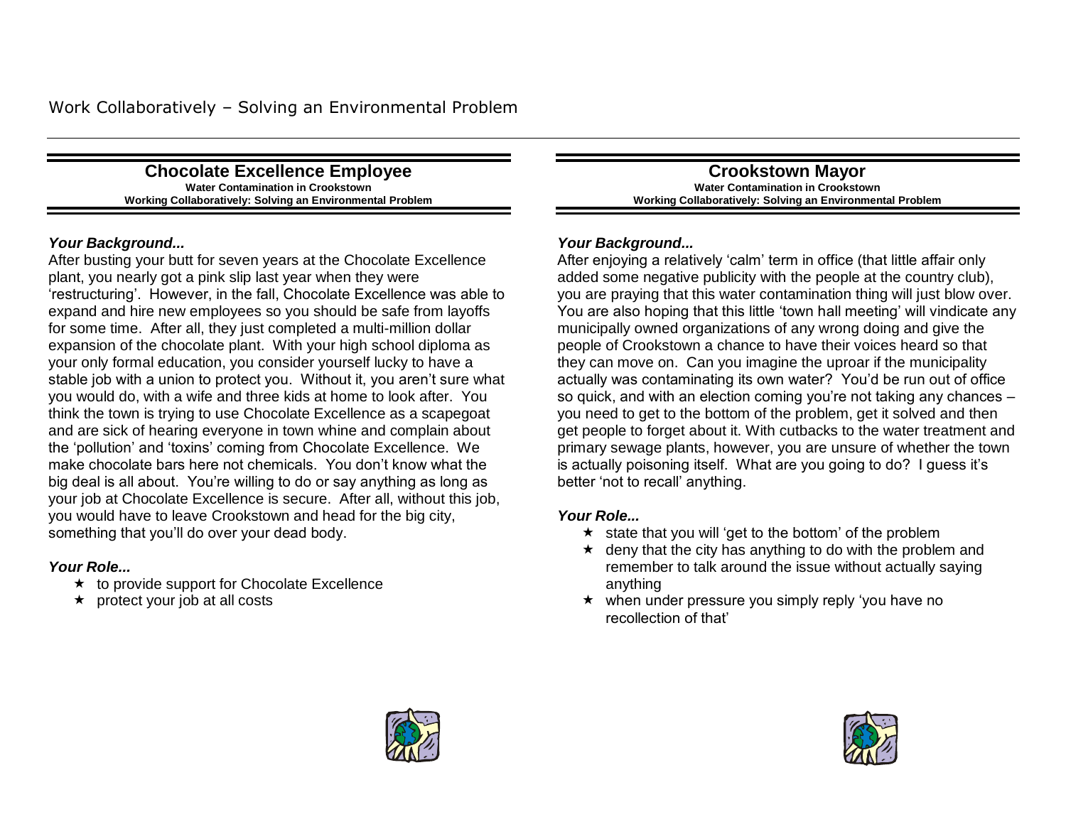Work Collaboratively – Solving an Environmental Problem

## Chocolate Excellence Employee

**Water Contamination in Crookstown**
**Working Collaboratively: Solving an Environmental Problem**

***Your Background...***

After busting your butt for seven years at the Chocolate Excellence plant, you nearly got a pink slip last year when they were 'restructuring'. However, in the fall, Chocolate Excellence was able to expand and hire new employees so you should be safe from layoffs for some time. After all, they just completed a multi-million dollar expansion of the chocolate plant. With your high school diploma as your only formal education, you consider yourself lucky to have a stable job with a union to protect you. Without it, you aren't sure what you would do, with a wife and three kids at home to look after. You think the town is trying to use Chocolate Excellence as a scapegoat and are sick of hearing everyone in town whine and complain about the 'pollution' and 'toxins' coming from Chocolate Excellence. We make chocolate bars here not chemicals. You don't know what the big deal is all about. You're willing to do or say anything as long as your job at Chocolate Excellence is secure. After all, without this job, you would have to leave Crookstown and head for the big city, something that you'll do over your dead body.

***Your Role...***

- ★ to provide support for Chocolate Excellence
- ★ protect your job at all costs

## Crookstown Mayor

**Water Contamination in Crookstown**
**Working Collaboratively: Solving an Environmental Problem**

***Your Background...***

After enjoying a relatively 'calm' term in office (that little affair only added some negative publicity with the people at the country club), you are praying that this water contamination thing will just blow over. You are also hoping that this little 'town hall meeting' will vindicate any municipally owned organizations of any wrong doing and give the people of Crookstown a chance to have their voices heard so that they can move on. Can you imagine the uproar if the municipality actually was contaminating its own water? You'd be run out of office so quick, and with an election coming you're not taking any chances – you need to get to the bottom of the problem, get it solved and then get people to forget about it. With cutbacks to the water treatment and primary sewage plants, however, you are unsure of whether the town is actually poisoning itself. What are you going to do? I guess it's better 'not to recall' anything.

***Your Role...***

- ★ state that you will 'get to the bottom' of the problem
- ★ deny that the city has anything to do with the problem and remember to talk around the issue without actually saying anything
- ★ when under pressure you simply reply 'you have no recollection of that'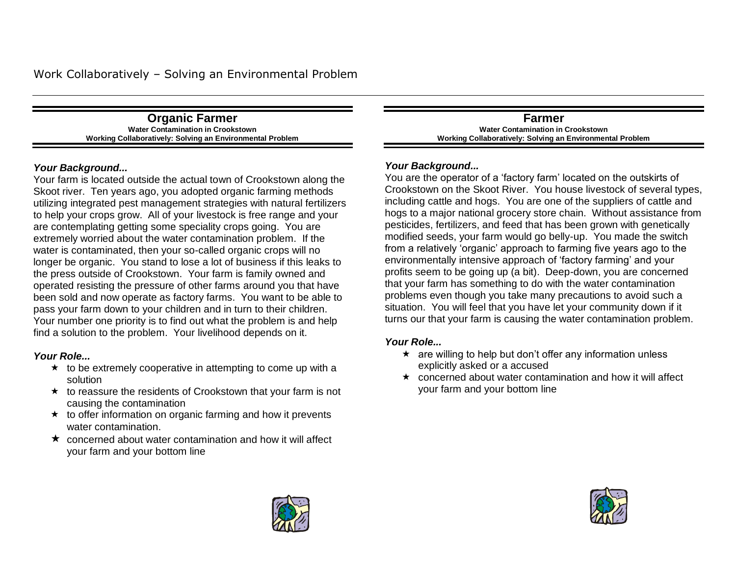Work Collaboratively – Solving an Environmental Problem

## Organic Farmer

**Water Contamination in Crookstown**
**Working Collaboratively: Solving an Environmental Problem**

### *Your Background...*

Your farm is located outside the actual town of Crookstown along the Skoot river. Ten years ago, you adopted organic farming methods utilizing integrated pest management strategies with natural fertilizers to help your crops grow. All of your livestock is free range and your are contemplating getting some speciality crops going. You are extremely worried about the water contamination problem. If the water is contaminated, then your so-called organic crops will no longer be organic. You stand to lose a lot of business if this leaks to the press outside of Crookstown. Your farm is family owned and operated resisting the pressure of other farms around you that have been sold and now operate as factory farms. You want to be able to pass your farm down to your children and in turn to their children. Your number one priority is to find out what the problem is and help find a solution to the problem. Your livelihood depends on it.

### *Your Role...*

- to be extremely cooperative in attempting to come up with a solution
- to reassure the residents of Crookstown that your farm is not causing the contamination
- to offer information on organic farming and how it prevents water contamination.
- concerned about water contamination and how it will affect your farm and your bottom line

## Farmer

**Water Contamination in Crookstown**
**Working Collaboratively: Solving an Environmental Problem**

### *Your Background...*

You are the operator of a 'factory farm' located on the outskirts of Crookstown on the Skoot River. You house livestock of several types, including cattle and hogs. You are one of the suppliers of cattle and hogs to a major national grocery store chain. Without assistance from pesticides, fertilizers, and feed that has been grown with genetically modified seeds, your farm would go belly-up. You made the switch from a relatively 'organic' approach to farming five years ago to the environmentally intensive approach of 'factory farming' and your profits seem to be going up (a bit). Deep-down, you are concerned that your farm has something to do with the water contamination problems even though you take many precautions to avoid such a situation. You will feel that you have let your community down if it turns our that your farm is causing the water contamination problem.

### *Your Role...*

- are willing to help but don't offer any information unless explicitly asked or a accused
- concerned about water contamination and how it will affect your farm and your bottom line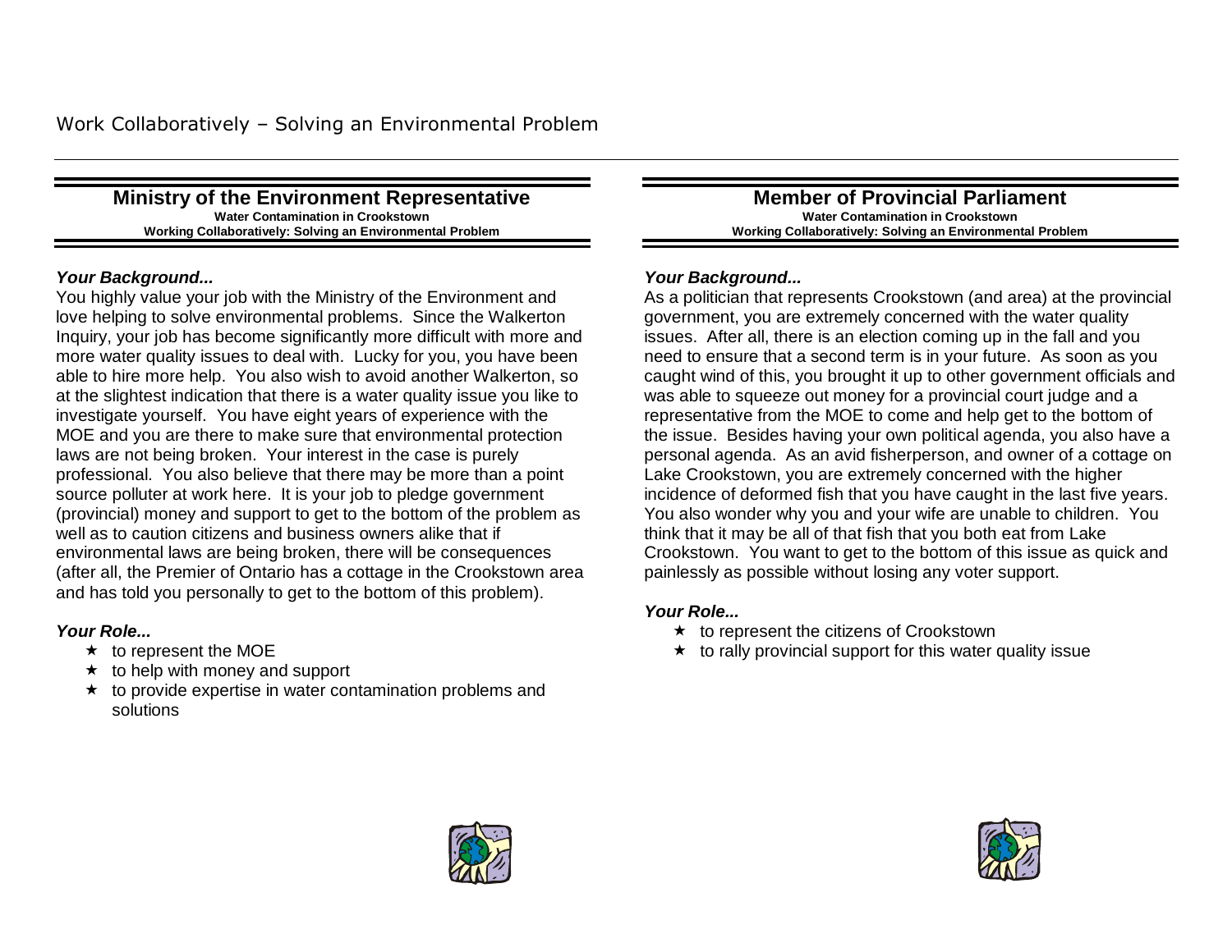Work Collaboratively – Solving an Environmental Problem

## Ministry of the Environment Representative

**Water Contamination in Crookstown**
**Working Collaboratively: Solving an Environmental Problem**

***Your Background...***

You highly value your job with the Ministry of the Environment and love helping to solve environmental problems. Since the Walkerton Inquiry, your job has become significantly more difficult with more and more water quality issues to deal with. Lucky for you, you have been able to hire more help. You also wish to avoid another Walkerton, so at the slightest indication that there is a water quality issue you like to investigate yourself. You have eight years of experience with the MOE and you are there to make sure that environmental protection laws are not being broken. Your interest in the case is purely professional. You also believe that there may be more than a point source polluter at work here. It is your job to pledge government (provincial) money and support to get to the bottom of the problem as well as to caution citizens and business owners alike that if environmental laws are being broken, there will be consequences (after all, the Premier of Ontario has a cottage in the Crookstown area and has told you personally to get to the bottom of this problem).

***Your Role...***

- ★ to represent the MOE
- ★ to help with money and support
- ★ to provide expertise in water contamination problems and solutions

## Member of Provincial Parliament

**Water Contamination in Crookstown**
**Working Collaboratively: Solving an Environmental Problem**

***Your Background...***

As a politician that represents Crookstown (and area) at the provincial government, you are extremely concerned with the water quality issues. After all, there is an election coming up in the fall and you need to ensure that a second term is in your future. As soon as you caught wind of this, you brought it up to other government officials and was able to squeeze out money for a provincial court judge and a representative from the MOE to come and help get to the bottom of the issue. Besides having your own political agenda, you also have a personal agenda. As an avid fisherperson, and owner of a cottage on Lake Crookstown, you are extremely concerned with the higher incidence of deformed fish that you have caught in the last five years. You also wonder why you and your wife are unable to children. You think that it may be all of that fish that you both eat from Lake Crookstown. You want to get to the bottom of this issue as quick and painlessly as possible without losing any voter support.

***Your Role...***

- ★ to represent the citizens of Crookstown
- ★ to rally provincial support for this water quality issue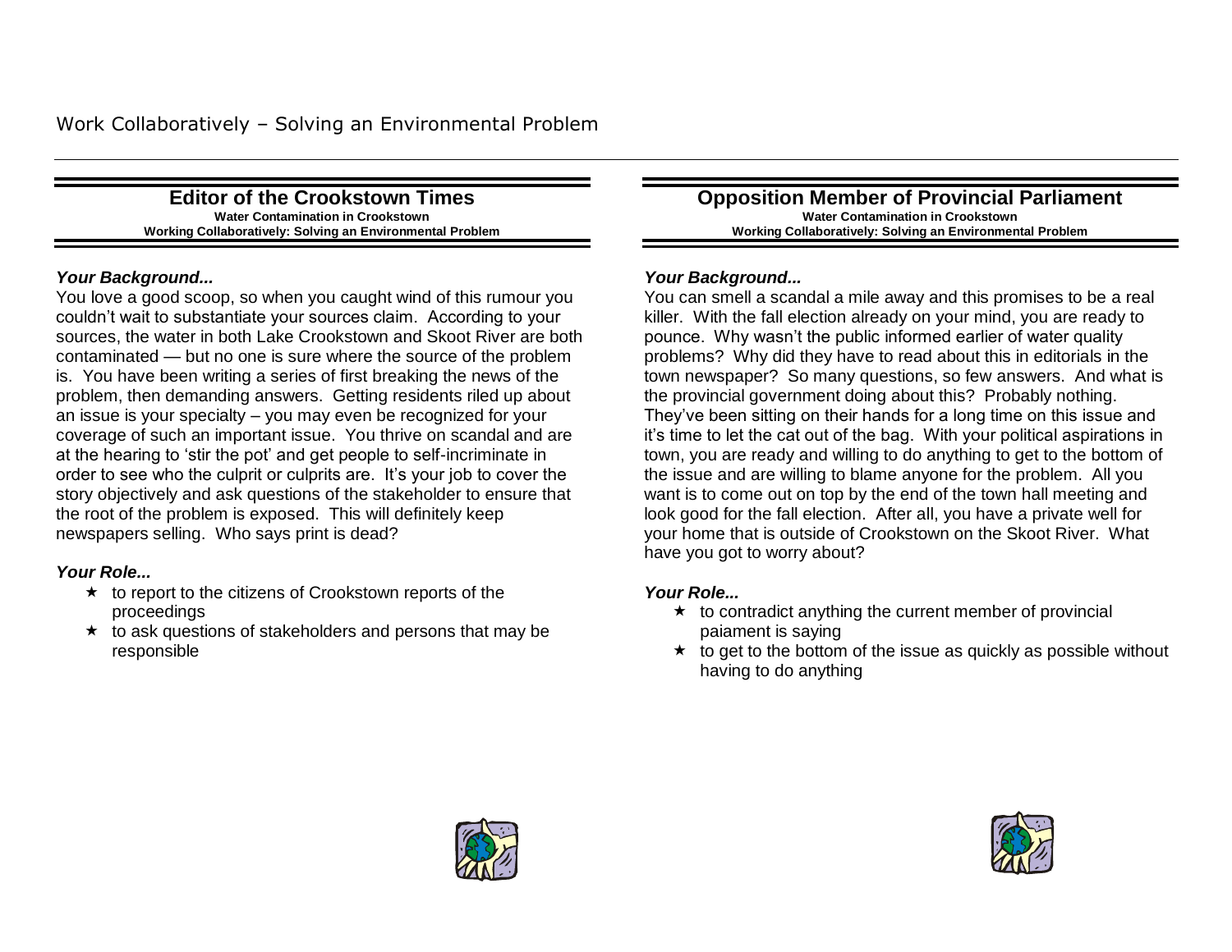Work Collaboratively – Solving an Environmental Problem

## Editor of the Crookstown Times

**Water Contamination in Crookstown**
**Working Collaboratively: Solving an Environmental Problem**

### *Your Background...*

You love a good scoop, so when you caught wind of this rumour you couldn't wait to substantiate your sources claim. According to your sources, the water in both Lake Crookstown and Skoot River are both contaminated — but no one is sure where the source of the problem is. You have been writing a series of first breaking the news of the problem, then demanding answers. Getting residents riled up about an issue is your specialty – you may even be recognized for your coverage of such an important issue. You thrive on scandal and are at the hearing to 'stir the pot' and get people to self-incriminate in order to see who the culprit or culprits are. It's your job to cover the story objectively and ask questions of the stakeholder to ensure that the root of the problem is exposed. This will definitely keep newspapers selling. Who says print is dead?

### *Your Role...*

- ★ to report to the citizens of Crookstown reports of the proceedings
- ★ to ask questions of stakeholders and persons that may be responsible

## Opposition Member of Provincial Parliament

**Water Contamination in Crookstown**
**Working Collaboratively: Solving an Environmental Problem**

### *Your Background...*

You can smell a scandal a mile away and this promises to be a real killer. With the fall election already on your mind, you are ready to pounce. Why wasn't the public informed earlier of water quality problems? Why did they have to read about this in editorials in the town newspaper? So many questions, so few answers. And what is the provincial government doing about this? Probably nothing. They've been sitting on their hands for a long time on this issue and it's time to let the cat out of the bag. With your political aspirations in town, you are ready and willing to do anything to get to the bottom of the issue and are willing to blame anyone for the problem. All you want is to come out on top by the end of the town hall meeting and look good for the fall election. After all, you have a private well for your home that is outside of Crookstown on the Skoot River. What have you got to worry about?

### *Your Role...*

- ★ to contradict anything the current member of provincial paiament is saying
- ★ to get to the bottom of the issue as quickly as possible without having to do anything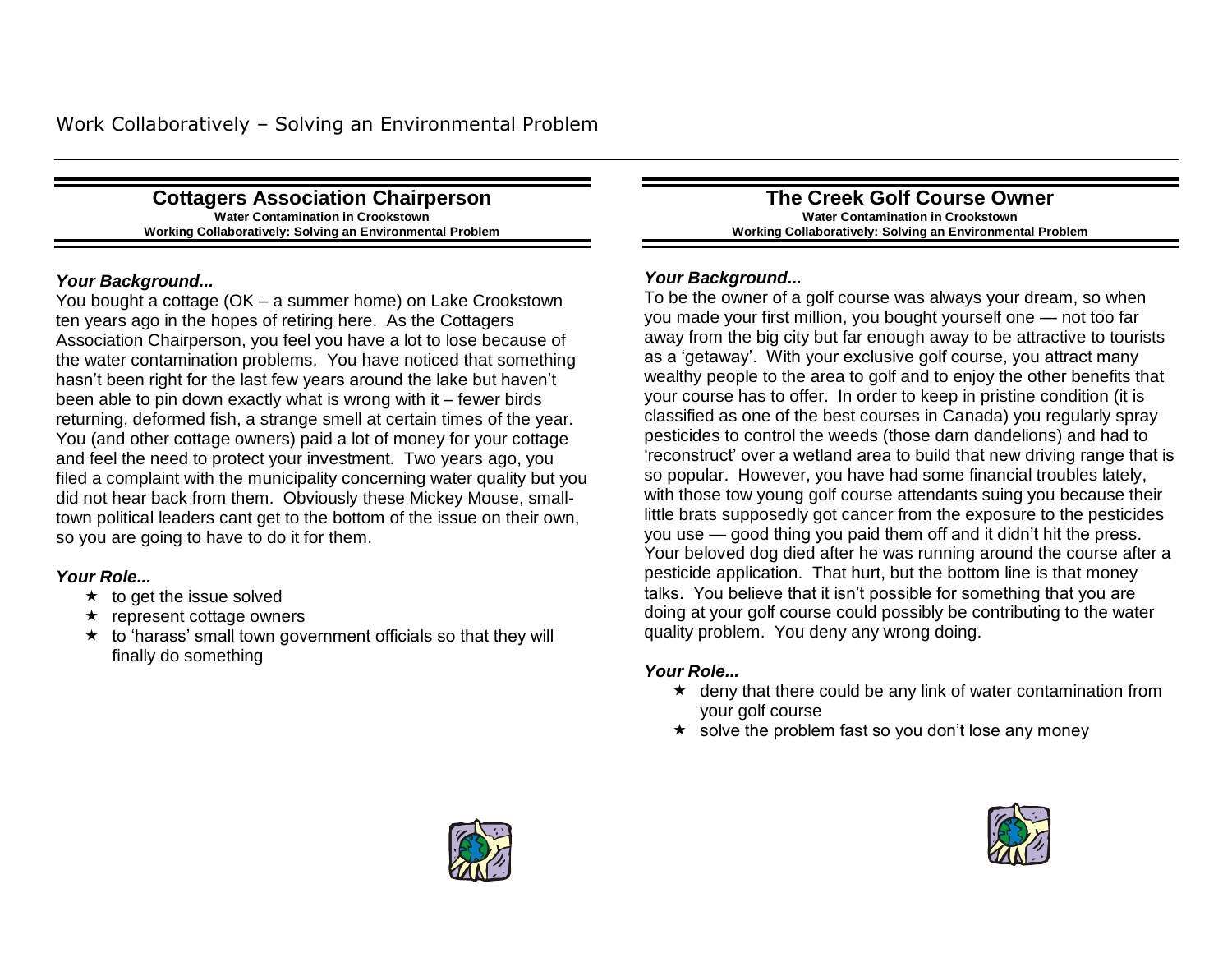Work Collaboratively – Solving an Environmental Problem

## Cottagers Association Chairperson

**Water Contamination in Crookstown**
**Working Collaboratively: Solving an Environmental Problem**

### *Your Background...*

You bought a cottage (OK – a summer home) on Lake Crookstown ten years ago in the hopes of retiring here. As the Cottagers Association Chairperson, you feel you have a lot to lose because of the water contamination problems. You have noticed that something hasn't been right for the last few years around the lake but haven't been able to pin down exactly what is wrong with it – fewer birds returning, deformed fish, a strange smell at certain times of the year. You (and other cottage owners) paid a lot of money for your cottage and feel the need to protect your investment. Two years ago, you filed a complaint with the municipality concerning water quality but you did not hear back from them. Obviously these Mickey Mouse, small-town political leaders cant get to the bottom of the issue on their own, so you are going to have to do it for them.

### *Your Role...*

- ★ to get the issue solved
- ★ represent cottage owners
- ★ to 'harass' small town government officials so that they will finally do something

## The Creek Golf Course Owner

**Water Contamination in Crookstown**
**Working Collaboratively: Solving an Environmental Problem**

### *Your Background...*

To be the owner of a golf course was always your dream, so when you made your first million, you bought yourself one — not too far away from the big city but far enough away to be attractive to tourists as a 'getaway'. With your exclusive golf course, you attract many wealthy people to the area to golf and to enjoy the other benefits that your course has to offer. In order to keep in pristine condition (it is classified as one of the best courses in Canada) you regularly spray pesticides to control the weeds (those darn dandelions) and had to 'reconstruct' over a wetland area to build that new driving range that is so popular. However, you have had some financial troubles lately, with those tow young golf course attendants suing you because their little brats supposedly got cancer from the exposure to the pesticides you use — good thing you paid them off and it didn't hit the press. Your beloved dog died after he was running around the course after a pesticide application. That hurt, but the bottom line is that money talks. You believe that it isn't possible for something that you are doing at your golf course could possibly be contributing to the water quality problem. You deny any wrong doing.

### *Your Role...*

- ★ deny that there could be any link of water contamination from your golf course
- ★ solve the problem fast so you don't lose any money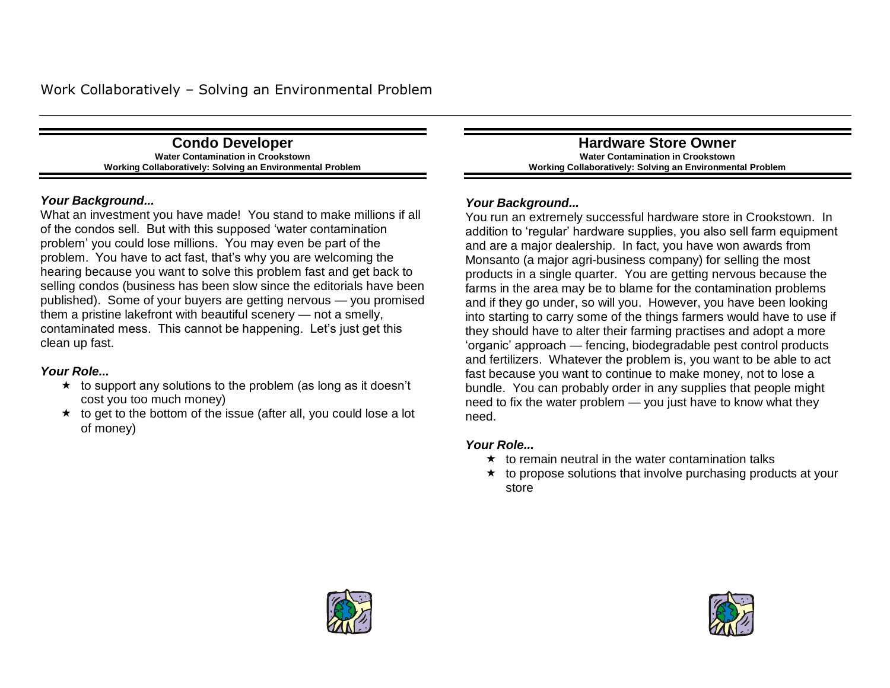Work Collaboratively – Solving an Environmental Problem

## Condo Developer

**Water Contamination in Crookstown**
**Working Collaboratively: Solving an Environmental Problem**

***Your Background...***

What an investment you have made! You stand to make millions if all of the condos sell. But with this supposed 'water contamination problem' you could lose millions. You may even be part of the problem. You have to act fast, that's why you are welcoming the hearing because you want to solve this problem fast and get back to selling condos (business has been slow since the editorials have been published). Some of your buyers are getting nervous — you promised them a pristine lakefront with beautiful scenery — not a smelly, contaminated mess. This cannot be happening. Let's just get this clean up fast.

***Your Role...***

- ★ to support any solutions to the problem (as long as it doesn't cost you too much money)
- ★ to get to the bottom of the issue (after all, you could lose a lot of money)

## Hardware Store Owner

**Water Contamination in Crookstown**
**Working Collaboratively: Solving an Environmental Problem**

***Your Background...***

You run an extremely successful hardware store in Crookstown. In addition to 'regular' hardware supplies, you also sell farm equipment and are a major dealership. In fact, you have won awards from Monsanto (a major agri-business company) for selling the most products in a single quarter. You are getting nervous because the farms in the area may be to blame for the contamination problems and if they go under, so will you. However, you have been looking into starting to carry some of the things farmers would have to use if they should have to alter their farming practises and adopt a more 'organic' approach — fencing, biodegradable pest control products and fertilizers. Whatever the problem is, you want to be able to act fast because you want to continue to make money, not to lose a bundle. You can probably order in any supplies that people might need to fix the water problem — you just have to know what they need.

***Your Role...***

- ★ to remain neutral in the water contamination talks
- ★ to propose solutions that involve purchasing products at your store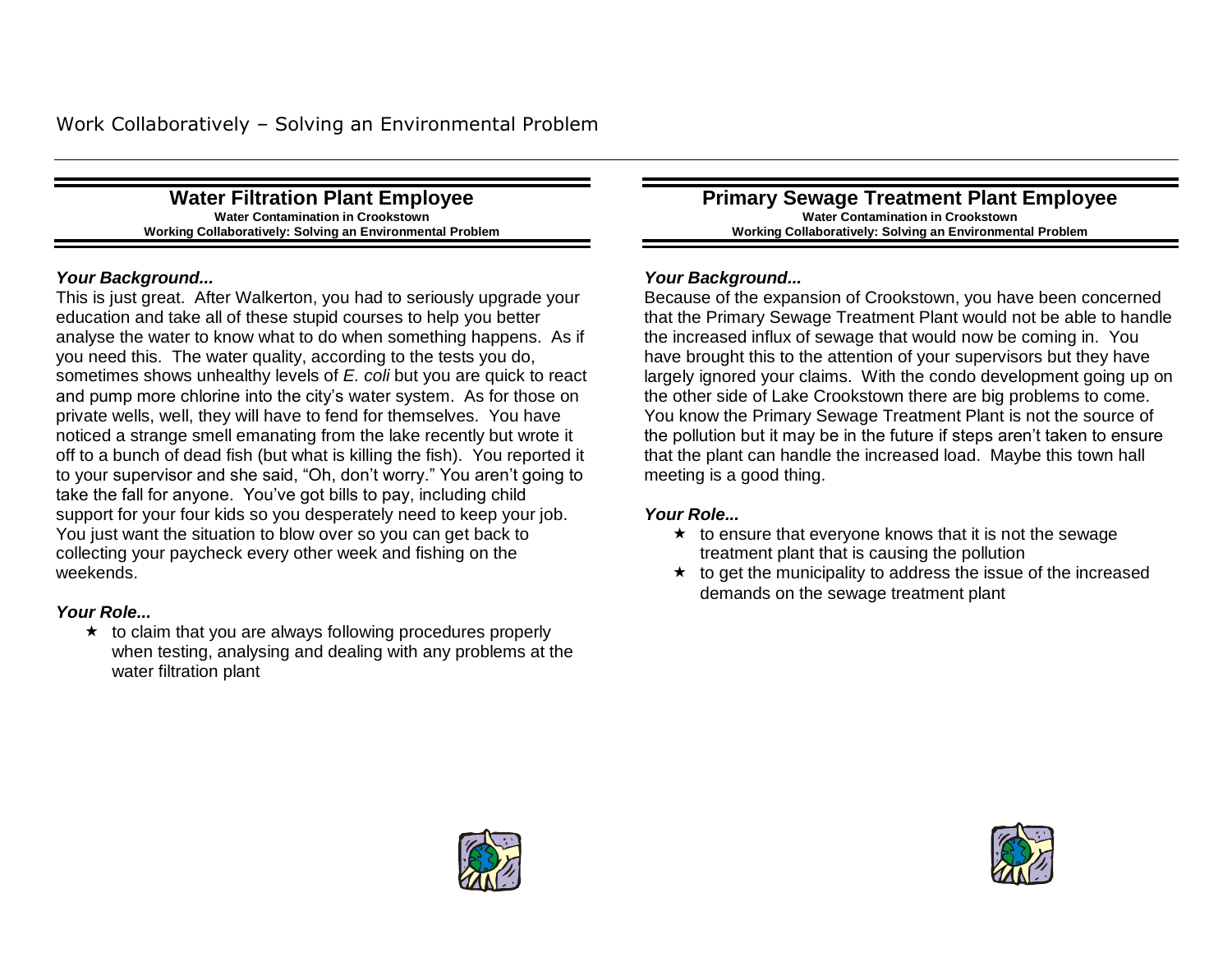Work Collaboratively – Solving an Environmental Problem

## Water Filtration Plant Employee

**Water Contamination in Crookstown**
**Working Collaboratively: Solving an Environmental Problem**

***Your Background...***

This is just great. After Walkerton, you had to seriously upgrade your education and take all of these stupid courses to help you better analyse the water to know what to do when something happens. As if you need this. The water quality, according to the tests you do, sometimes shows unhealthy levels of *E. coli* but you are quick to react and pump more chlorine into the city's water system. As for those on private wells, well, they will have to fend for themselves. You have noticed a strange smell emanating from the lake recently but wrote it off to a bunch of dead fish (but what is killing the fish). You reported it to your supervisor and she said, "Oh, don't worry." You aren't going to take the fall for anyone. You've got bills to pay, including child support for your four kids so you desperately need to keep your job. You just want the situation to blow over so you can get back to collecting your paycheck every other week and fishing on the weekends.

***Your Role...***

- ★ to claim that you are always following procedures properly when testing, analysing and dealing with any problems at the water filtration plant

## Primary Sewage Treatment Plant Employee

**Water Contamination in Crookstown**
**Working Collaboratively: Solving an Environmental Problem**

***Your Background...***

Because of the expansion of Crookstown, you have been concerned that the Primary Sewage Treatment Plant would not be able to handle the increased influx of sewage that would now be coming in. You have brought this to the attention of your supervisors but they have largely ignored your claims. With the condo development going up on the other side of Lake Crookstown there are big problems to come. You know the Primary Sewage Treatment Plant is not the source of the pollution but it may be in the future if steps aren't taken to ensure that the plant can handle the increased load. Maybe this town hall meeting is a good thing.

***Your Role...***

- ★ to ensure that everyone knows that it is not the sewage treatment plant that is causing the pollution
- ★ to get the municipality to address the issue of the increased demands on the sewage treatment plant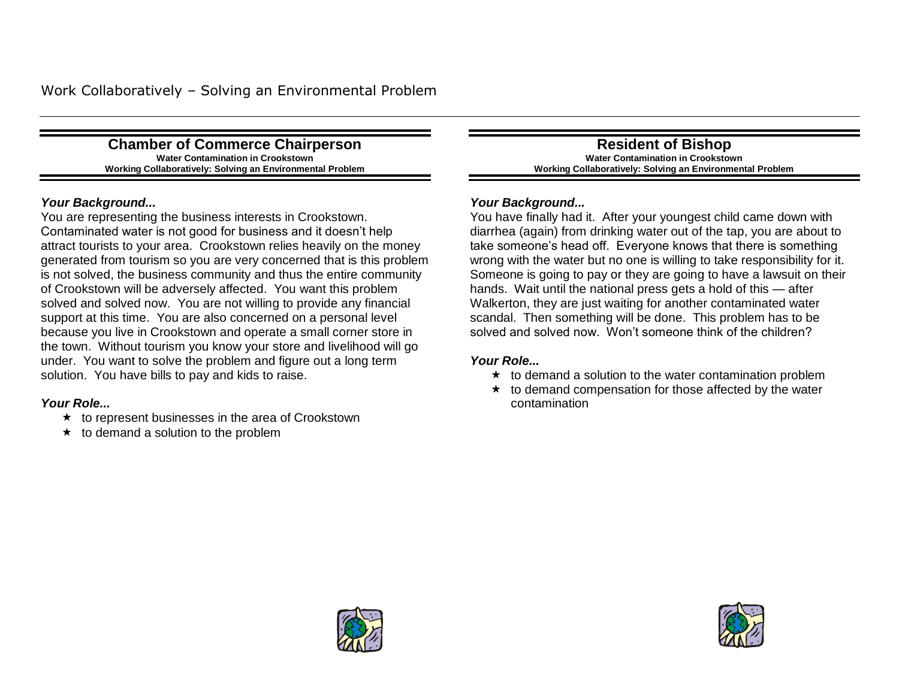Work Collaboratively – Solving an Environmental Problem

## Chamber of Commerce Chairperson

**Water Contamination in Crookstown**
**Working Collaboratively: Solving an Environmental Problem**

***Your Background...***

You are representing the business interests in Crookstown. Contaminated water is not good for business and it doesn't help attract tourists to your area. Crookstown relies heavily on the money generated from tourism so you are very concerned that is this problem is not solved, the business community and thus the entire community of Crookstown will be adversely affected. You want this problem solved and solved now. You are not willing to provide any financial support at this time. You are also concerned on a personal level because you live in Crookstown and operate a small corner store in the town. Without tourism you know your store and livelihood will go under. You want to solve the problem and figure out a long term solution. You have bills to pay and kids to raise.

***Your Role...***

- ★ to represent businesses in the area of Crookstown
- ★ to demand a solution to the problem

## Resident of Bishop

**Water Contamination in Crookstown**
**Working Collaboratively: Solving an Environmental Problem**

***Your Background...***

You have finally had it. After your youngest child came down with diarrhea (again) from drinking water out of the tap, you are about to take someone's head off. Everyone knows that there is something wrong with the water but no one is willing to take responsibility for it. Someone is going to pay or they are going to have a lawsuit on their hands. Wait until the national press gets a hold of this — after Walkerton, they are just waiting for another contaminated water scandal. Then something will be done. This problem has to be solved and solved now. Won't someone think of the children?

***Your Role...***

- ★ to demand a solution to the water contamination problem
- ★ to demand compensation for those affected by the water contamination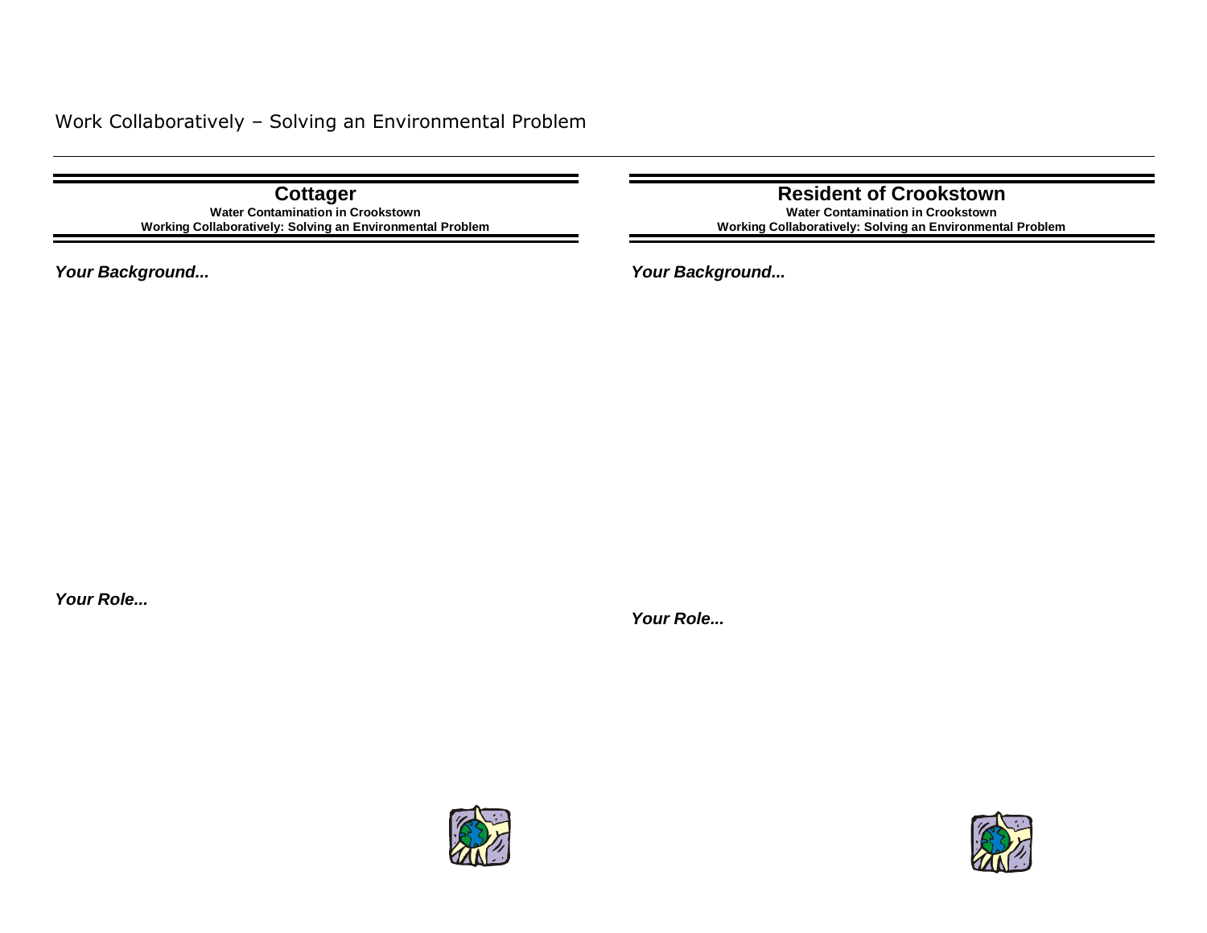Work Collaboratively – Solving an Environmental Problem

## Cottager

**Water Contamination in Crookstown**

**Working Collaboratively: Solving an Environmental Problem**

***Your Background...***

***Your Role...***

## Resident of Crookstown

**Water Contamination in Crookstown**

**Working Collaboratively: Solving an Environmental Problem**

***Your Background...***

***Your Role...***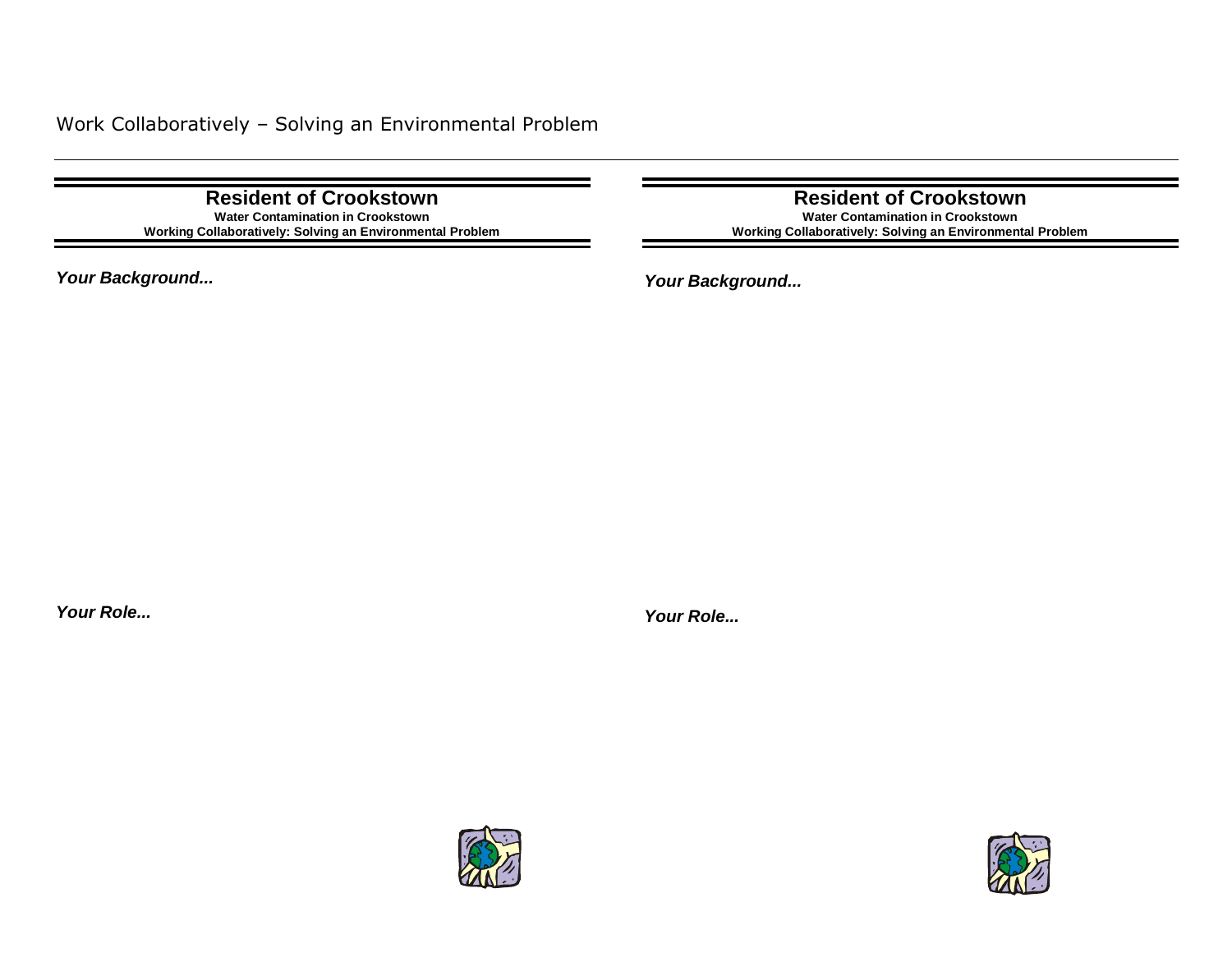Work Collaboratively – Solving an Environmental Problem

## Resident of Crookstown

**Water Contamination in Crookstown**
**Working Collaboratively: Solving an Environmental Problem**

***Your Background...***

***Your Role...***

## Resident of Crookstown

**Water Contamination in Crookstown**
**Working Collaboratively: Solving an Environmental Problem**

***Your Background...***

***Your Role...***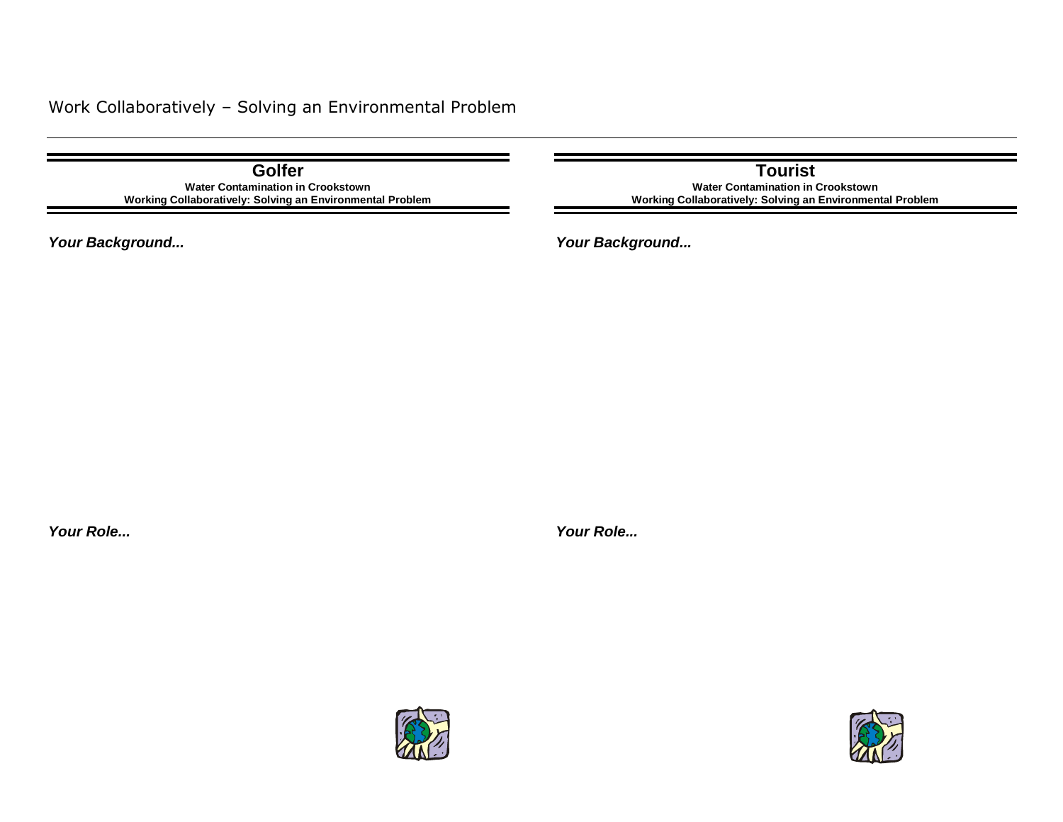Work Collaboratively – Solving an Environmental Problem

## Golfer

**Water Contamination in Crookstown**
**Working Collaboratively: Solving an Environmental Problem**

***Your Background...***

***Your Role...***

## Tourist

**Water Contamination in Crookstown**
**Working Collaboratively: Solving an Environmental Problem**

***Your Background...***

***Your Role...***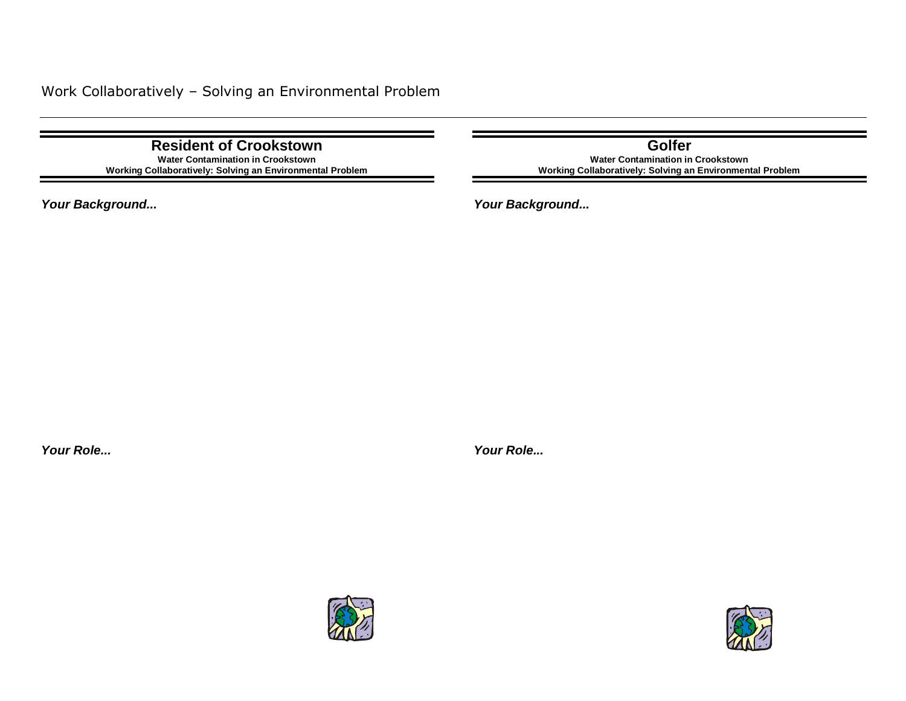Work Collaboratively – Solving an Environmental Problem

## Resident of Crookstown

**Water Contamination in Crookstown**
**Working Collaboratively: Solving an Environmental Problem**

***Your Background...***

***Your Role...***

## Golfer

**Water Contamination in Crookstown**
**Working Collaboratively: Solving an Environmental Problem**

***Your Background...***

***Your Role...***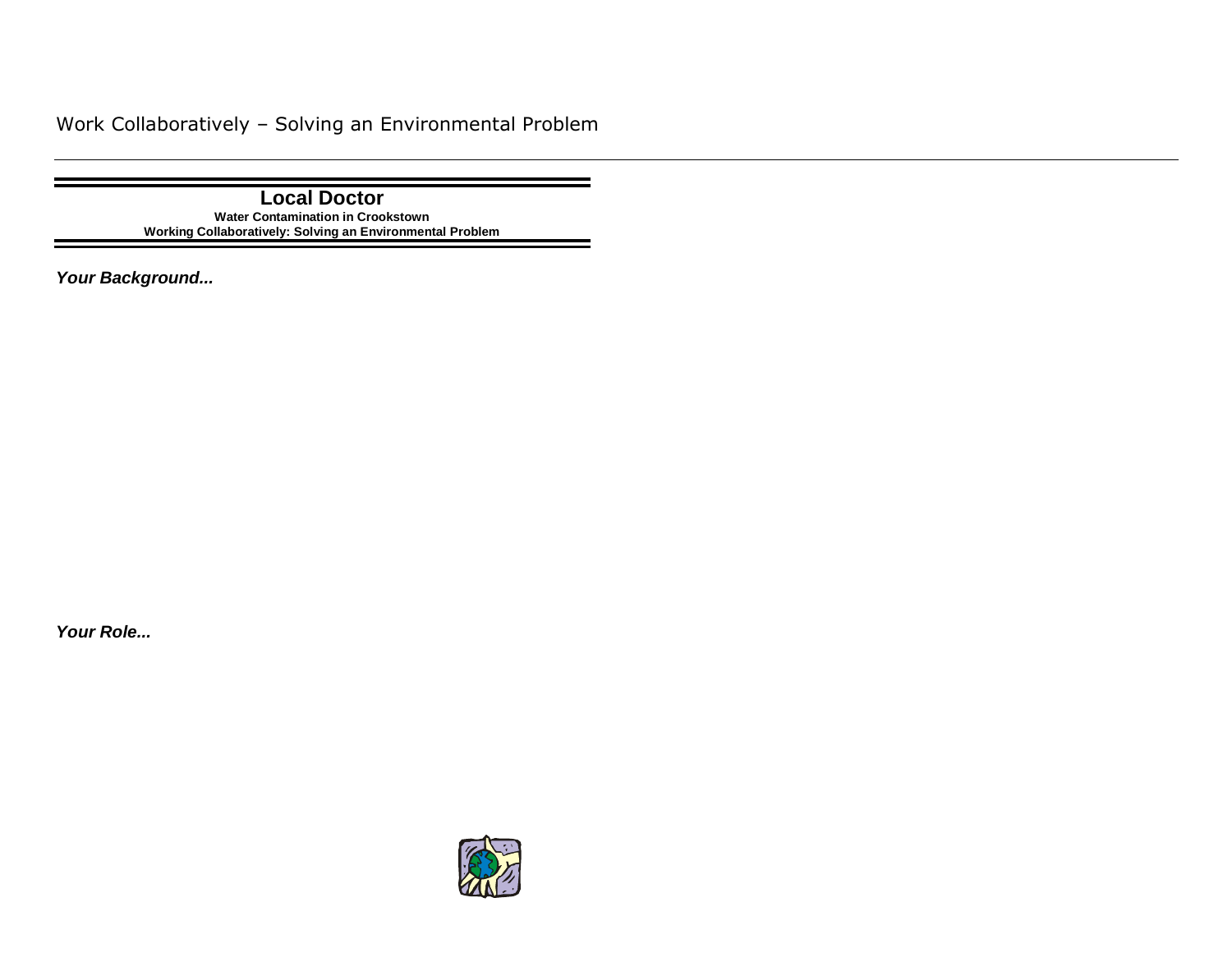# Local Doctor

**Water Contamination in Crookstown**

**Working Collaboratively: Solving an Environmental Problem**

***Your Background...***

***Your Role...***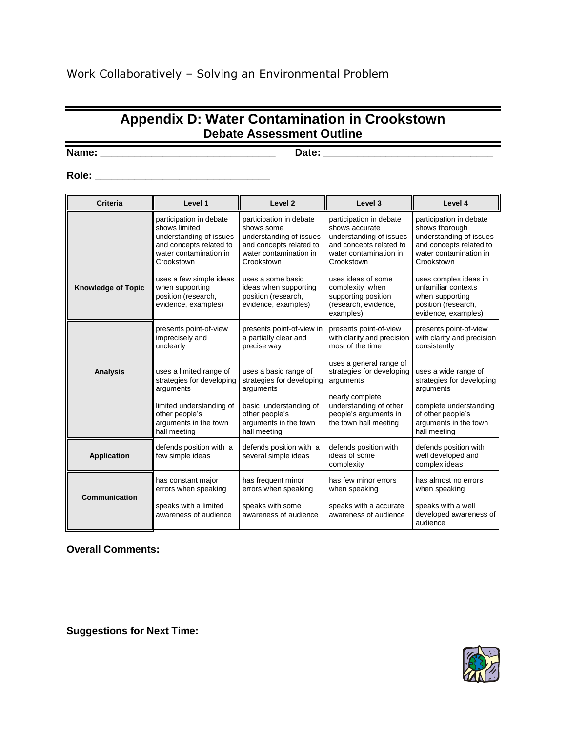# Appendix D: Water Contamination in Crookstown

## Debate Assessment Outline

**Name:** _______________________________ **Date:** _____________________________

**Role:** _______________________________

| Criteria | Level 1 | Level 2 | Level 3 | Level 4 |
|---|---|---|---|---|
| **Knowledge of Topic** | participation in debate shows limited understanding of issues and concepts related to water contamination in Crookstown<br><br>uses a few simple ideas when supporting position (research, evidence, examples) | participation in debate shows some understanding of issues and concepts related to water contamination in Crookstown<br><br>uses a some basic ideas when supporting position (research, evidence, examples) | participation in debate shows accurate understanding of issues and concepts related to water contamination in Crookstown<br><br>uses ideas of some complexity when supporting position (research, evidence, examples) | participation in debate shows thorough understanding of issues and concepts related to water contamination in Crookstown<br><br>uses complex ideas in unfamiliar contexts when supporting position (research, evidence, examples) |
| **Analysis** | presents point-of-view imprecisely and unclearly<br><br>uses a limited range of strategies for developing arguments<br><br>limited understanding of other people's arguments in the town hall meeting | presents point-of-view in a partially clear and precise way<br><br>uses a basic range of strategies for developing arguments<br><br>basic understanding of other people's arguments in the town hall meeting | presents point-of-view with clarity and precision most of the time<br><br>uses a general range of strategies for developing arguments<br><br>nearly complete understanding of other people's arguments in the town hall meeting | presents point-of-view with clarity and precision consistently<br><br>uses a wide range of strategies for developing arguments<br><br>complete understanding of other people's arguments in the town hall meeting |
| **Application** | defends position with a few simple ideas | defends position with a several simple ideas | defends position with ideas of some complexity | defends position with well developed and complex ideas |
| **Communication** | has constant major errors when speaking<br><br>speaks with a limited awareness of audience | has frequent minor errors when speaking<br><br>speaks with some awareness of audience | has few minor errors when speaking<br><br>speaks with a accurate awareness of audience | has almost no errors when speaking<br><br>speaks with a well developed awareness of audience |

**Overall Comments:**

**Suggestions for Next Time:**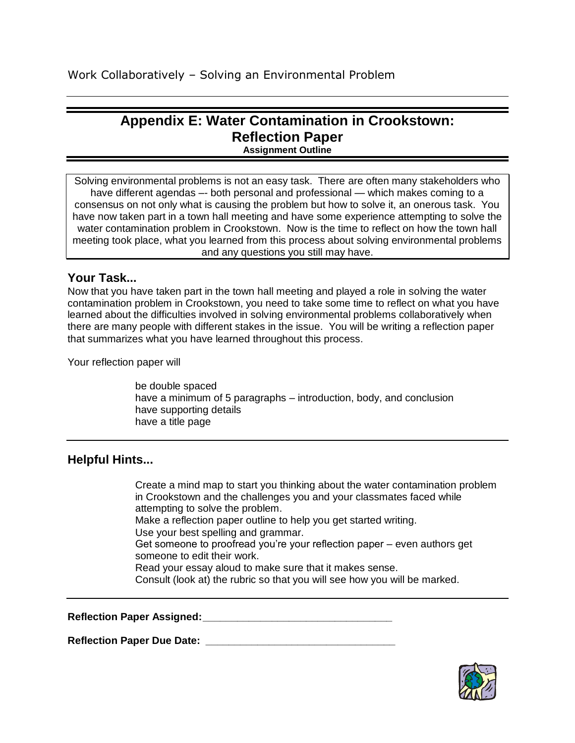## Appendix E: Water Contamination in Crookstown: Reflection Paper

**Assignment Outline**

Solving environmental problems is not an easy task. There are often many stakeholders who have different agendas –- both personal and professional — which makes coming to a consensus on not only what is causing the problem but how to solve it, an onerous task. You have now taken part in a town hall meeting and have some experience attempting to solve the water contamination problem in Crookstown. Now is the time to reflect on how the town hall meeting took place, what you learned from this process about solving environmental problems and any questions you still may have.

### Your Task...

Now that you have taken part in the town hall meeting and played a role in solving the water contamination problem in Crookstown, you need to take some time to reflect on what you have learned about the difficulties involved in solving environmental problems collaboratively when there are many people with different stakes in the issue. You will be writing a reflection paper that summarizes what you have learned throughout this process.

Your reflection paper will

- be double spaced
- have a minimum of 5 paragraphs – introduction, body, and conclusion
- have supporting details
- have a title page

### Helpful Hints...

- Create a mind map to start you thinking about the water contamination problem in Crookstown and the challenges you and your classmates faced while attempting to solve the problem.
- Make a reflection paper outline to help you get started writing.
- Use your best spelling and grammar.
- Get someone to proofread you're your reflection paper – even authors get someone to edit their work.
- Read your essay aloud to make sure that it makes sense.
- Consult (look at) the rubric so that you will see how you will be marked.

**Reflection Paper Assigned:**\_\_\_\_\_\_\_\_\_\_\_\_\_\_\_\_\_\_\_\_\_\_\_\_\_\_\_\_\_\_\_\_

**Reflection Paper Due Date:** \_\_\_\_\_\_\_\_\_\_\_\_\_\_\_\_\_\_\_\_\_\_\_\_\_\_\_\_\_\_\_\_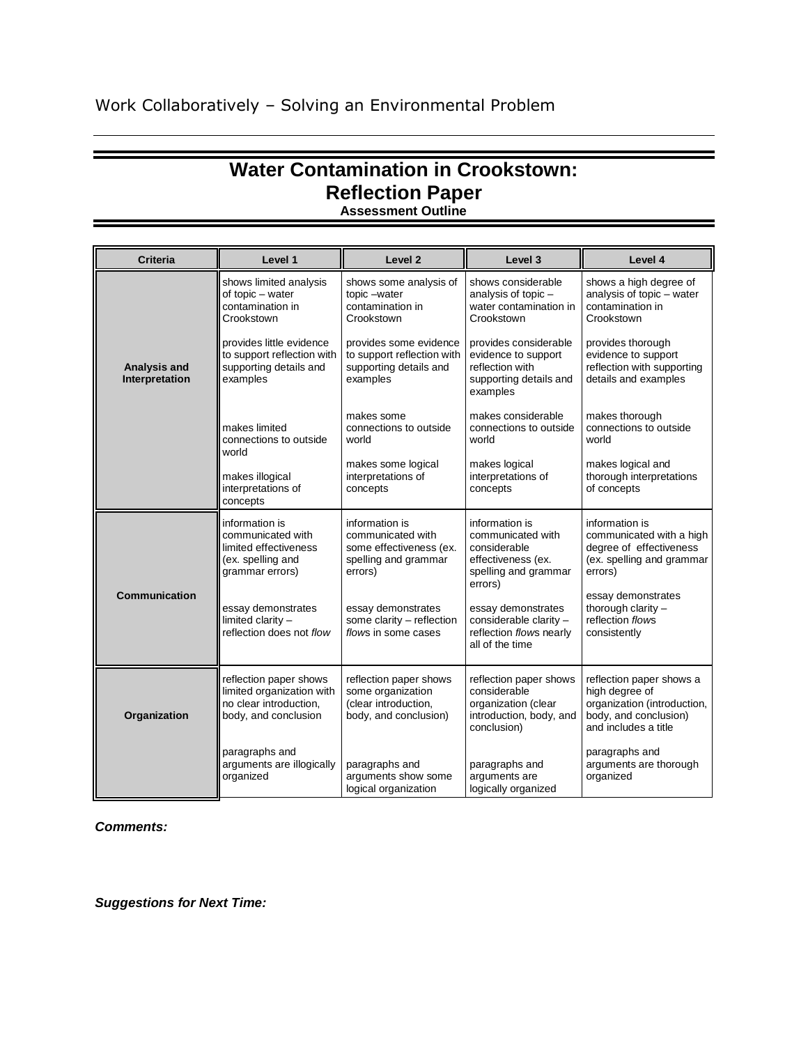Work Collaboratively – Solving an Environmental Problem

# Water Contamination in Crookstown: Reflection Paper

**Assessment Outline**

| Criteria | Level 1 | Level 2 | Level 3 | Level 4 |
|---|---|---|---|---|
| **Analysis and Interpretation** | shows limited analysis of topic – water contamination in Crookstown<br><br>provides little evidence to support reflection with supporting details and examples<br><br>makes limited connections to outside world<br><br>makes illogical interpretations of concepts | shows some analysis of topic –water contamination in Crookstown<br><br>provides some evidence to support reflection with supporting details and examples<br><br>makes some connections to outside world<br><br>makes some logical interpretations of concepts | shows considerable analysis of topic – water contamination in Crookstown<br><br>provides considerable evidence to support reflection with supporting details and examples<br><br>makes considerable connections to outside world<br><br>makes logical interpretations of concepts | shows a high degree of analysis of topic – water contamination in Crookstown<br><br>provides thorough evidence to support reflection with supporting details and examples<br><br>makes thorough connections to outside world<br><br>makes logical and thorough interpretations of concepts |
| **Communication** | information is communicated with limited effectiveness (ex. spelling and grammar errors)<br><br>essay demonstrates limited clarity – reflection does not *flow* | information is communicated with some effectiveness (ex. spelling and grammar errors)<br><br>essay demonstrates some clarity – reflection *flow*s in some cases | information is communicated with considerable effectiveness (ex. spelling and grammar errors)<br><br>essay demonstrates considerable clarity – reflection *flow*s nearly all of the time | information is communicated with a high degree of effectiveness (ex. spelling and grammar errors)<br><br>essay demonstrates thorough clarity – reflection *flow*s consistently |
| **Organization** | reflection paper shows limited organization with no clear introduction, body, and conclusion<br><br>paragraphs and arguments are illogically organized | reflection paper shows some organization (clear introduction, body, and conclusion)<br><br>paragraphs and arguments show some logical organization | reflection paper shows considerable organization (clear introduction, body, and conclusion)<br><br>paragraphs and arguments are logically organized | reflection paper shows a high degree of organization (introduction, body, and conclusion) and includes a title<br><br>paragraphs and arguments are thorough organized |

***Comments:***

***Suggestions for Next Time:***